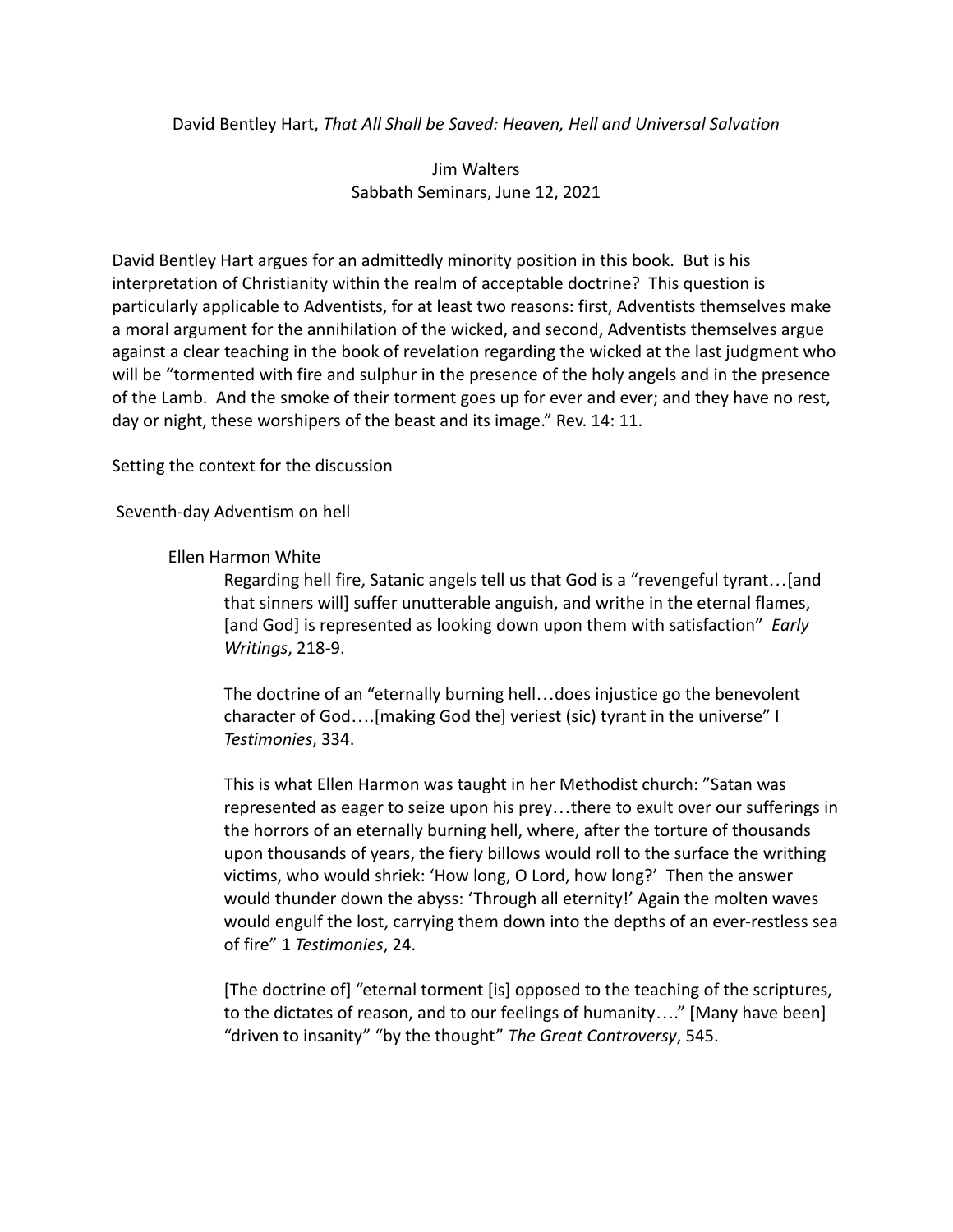David Bentley Hart, *That All Shall be Saved: Heaven, Hell and Universal Salvation*

Jim Walters
Sabbath Seminars, June 12, 2021

David Bentley Hart argues for an admittedly minority position in this book. But is his interpretation of Christianity within the realm of acceptable doctrine? This question is particularly applicable to Adventists, for at least two reasons: first, Adventists themselves make a moral argument for the annihilation of the wicked, and second, Adventists themselves argue against a clear teaching in the book of revelation regarding the wicked at the last judgment who will be "tormented with fire and sulphur in the presence of the holy angels and in the presence of the Lamb. And the smoke of their torment goes up for ever and ever; and they have no rest, day or night, these worshipers of the beast and its image." Rev. 14: 11.

Setting the context for the discussion

Seventh-day Adventism on hell

Ellen Harmon White

> Regarding hell fire, Satanic angels tell us that God is a "revengeful tyrant…[and that sinners will] suffer unutterable anguish, and writhe in the eternal flames, [and God] is represented as looking down upon them with satisfaction" *Early Writings*, 218-9.
>
> The doctrine of an "eternally burning hell…does injustice go the benevolent character of God….[making God the] veriest (sic) tyrant in the universe" I *Testimonies*, 334.
>
> This is what Ellen Harmon was taught in her Methodist church: "Satan was represented as eager to seize upon his prey…there to exult over our sufferings in the horrors of an eternally burning hell, where, after the torture of thousands upon thousands of years, the fiery billows would roll to the surface the writhing victims, who would shriek: 'How long, O Lord, how long?' Then the answer would thunder down the abyss: 'Through all eternity!' Again the molten waves would engulf the lost, carrying them down into the depths of an ever-restless sea of fire" 1 *Testimonies*, 24.
>
> [The doctrine of] "eternal torment [is] opposed to the teaching of the scriptures, to the dictates of reason, and to our feelings of humanity…." [Many have been] "driven to insanity" "by the thought" *The Great Controversy*, 545.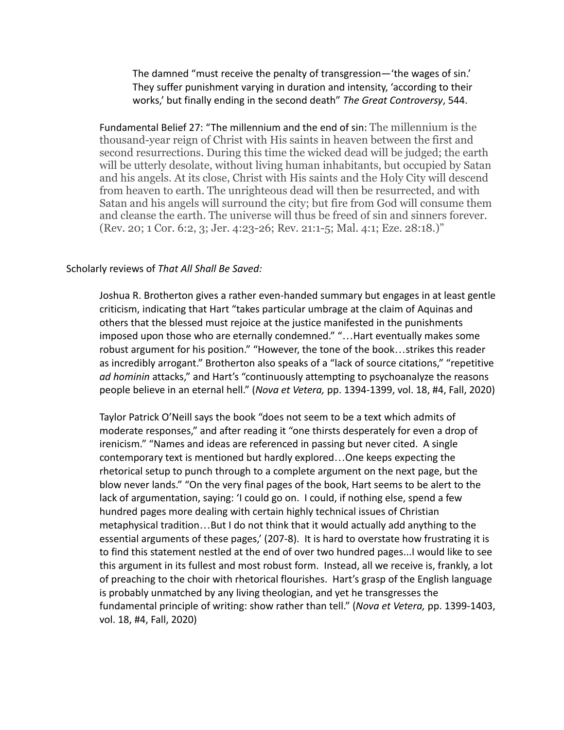> The damned "must receive the penalty of transgression—'the wages of sin.' They suffer punishment varying in duration and intensity, 'according to their works,' but finally ending in the second death" *The Great Controversy*, 544.

Fundamental Belief 27: "The millennium and the end of sin: The millennium is the thousand-year reign of Christ with His saints in heaven between the first and second resurrections. During this time the wicked dead will be judged; the earth will be utterly desolate, without living human inhabitants, but occupied by Satan and his angels. At its close, Christ with His saints and the Holy City will descend from heaven to earth. The unrighteous dead will then be resurrected, and with Satan and his angels will surround the city; but fire from God will consume them and cleanse the earth. The universe will thus be freed of sin and sinners forever. (Rev. 20; 1 Cor. 6:2, 3; Jer. 4:23-26; Rev. 21:1-5; Mal. 4:1; Eze. 28:18.)"

Scholarly reviews of *That All Shall Be Saved:*

> Joshua R. Brotherton gives a rather even-handed summary but engages in at least gentle criticism, indicating that Hart "takes particular umbrage at the claim of Aquinas and others that the blessed must rejoice at the justice manifested in the punishments imposed upon those who are eternally condemned." "…Hart eventually makes some robust argument for his position." "However, the tone of the book…strikes this reader as incredibly arrogant." Brotherton also speaks of a "lack of source citations," "repetitive *ad hominin* attacks," and Hart's "continuously attempting to psychoanalyze the reasons people believe in an eternal hell." (*Nova et Vetera,* pp. 1394-1399, vol. 18, #4, Fall, 2020)
>
> Taylor Patrick O'Neill says the book "does not seem to be a text which admits of moderate responses," and after reading it "one thirsts desperately for even a drop of irenicism." "Names and ideas are referenced in passing but never cited. A single contemporary text is mentioned but hardly explored…One keeps expecting the rhetorical setup to punch through to a complete argument on the next page, but the blow never lands." "On the very final pages of the book, Hart seems to be alert to the lack of argumentation, saying: 'I could go on. I could, if nothing else, spend a few hundred pages more dealing with certain highly technical issues of Christian metaphysical tradition…But I do not think that it would actually add anything to the essential arguments of these pages,' (207-8). It is hard to overstate how frustrating it is to find this statement nestled at the end of over two hundred pages...I would like to see this argument in its fullest and most robust form. Instead, all we receive is, frankly, a lot of preaching to the choir with rhetorical flourishes. Hart's grasp of the English language is probably unmatched by any living theologian, and yet he transgresses the fundamental principle of writing: show rather than tell." (*Nova et Vetera,* pp. 1399-1403, vol. 18, #4, Fall, 2020)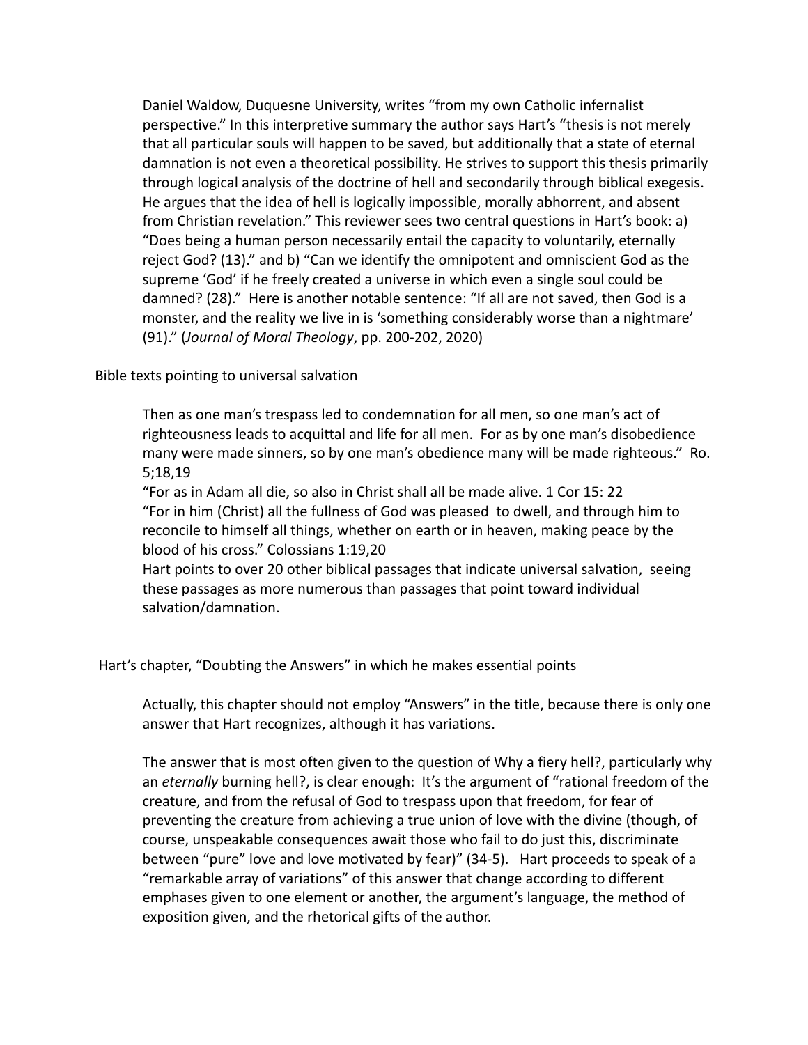Daniel Waldow, Duquesne University, writes "from my own Catholic infernalist perspective." In this interpretive summary the author says Hart's "thesis is not merely that all particular souls will happen to be saved, but additionally that a state of eternal damnation is not even a theoretical possibility. He strives to support this thesis primarily through logical analysis of the doctrine of hell and secondarily through biblical exegesis. He argues that the idea of hell is logically impossible, morally abhorrent, and absent from Christian revelation." This reviewer sees two central questions in Hart's book: a) "Does being a human person necessarily entail the capacity to voluntarily, eternally reject God? (13)." and b) "Can we identify the omnipotent and omniscient God as the supreme 'God' if he freely created a universe in which even a single soul could be damned? (28)." Here is another notable sentence: "If all are not saved, then God is a monster, and the reality we live in is 'something considerably worse than a nightmare' (91)." (*Journal of Moral Theology*, pp. 200-202, 2020)

Bible texts pointing to universal salvation

Then as one man's trespass led to condemnation for all men, so one man's act of righteousness leads to acquittal and life for all men. For as by one man's disobedience many were made sinners, so by one man's obedience many will be made righteous." Ro. 5;18,19

"For as in Adam all die, so also in Christ shall all be made alive. 1 Cor 15: 22

"For in him (Christ) all the fullness of God was pleased to dwell, and through him to reconcile to himself all things, whether on earth or in heaven, making peace by the blood of his cross." Colossians 1:19,20

Hart points to over 20 other biblical passages that indicate universal salvation, seeing these passages as more numerous than passages that point toward individual salvation/damnation.

Hart's chapter, "Doubting the Answers" in which he makes essential points

Actually, this chapter should not employ "Answers" in the title, because there is only one answer that Hart recognizes, although it has variations.

The answer that is most often given to the question of Why a fiery hell?, particularly why an *eternally* burning hell?, is clear enough: It's the argument of "rational freedom of the creature, and from the refusal of God to trespass upon that freedom, for fear of preventing the creature from achieving a true union of love with the divine (though, of course, unspeakable consequences await those who fail to do just this, discriminate between "pure" love and love motivated by fear)" (34-5). Hart proceeds to speak of a "remarkable array of variations" of this answer that change according to different emphases given to one element or another, the argument's language, the method of exposition given, and the rhetorical gifts of the author.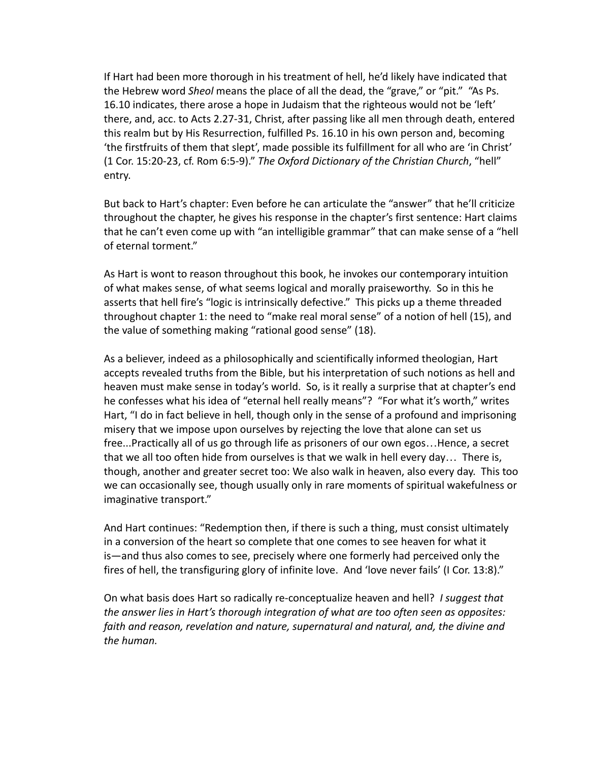If Hart had been more thorough in his treatment of hell, he'd likely have indicated that the Hebrew word *Sheol* means the place of all the dead, the "grave," or "pit." "As Ps. 16.10 indicates, there arose a hope in Judaism that the righteous would not be 'left' there, and, acc. to Acts 2.27-31, Christ, after passing like all men through death, entered this realm but by His Resurrection, fulfilled Ps. 16.10 in his own person and, becoming 'the firstfruits of them that slept', made possible its fulfillment for all who are 'in Christ' (1 Cor. 15:20-23, cf. Rom 6:5-9)." *The Oxford Dictionary of the Christian Church*, "hell" entry.

But back to Hart's chapter: Even before he can articulate the "answer" that he'll criticize throughout the chapter, he gives his response in the chapter's first sentence: Hart claims that he can't even come up with "an intelligible grammar" that can make sense of a "hell of eternal torment."

As Hart is wont to reason throughout this book, he invokes our contemporary intuition of what makes sense, of what seems logical and morally praiseworthy. So in this he asserts that hell fire's "logic is intrinsically defective." This picks up a theme threaded throughout chapter 1: the need to "make real moral sense" of a notion of hell (15), and the value of something making "rational good sense" (18).

As a believer, indeed as a philosophically and scientifically informed theologian, Hart accepts revealed truths from the Bible, but his interpretation of such notions as hell and heaven must make sense in today's world. So, is it really a surprise that at chapter's end he confesses what his idea of "eternal hell really means"? "For what it's worth," writes Hart, "I do in fact believe in hell, though only in the sense of a profound and imprisoning misery that we impose upon ourselves by rejecting the love that alone can set us free...Practically all of us go through life as prisoners of our own egos…Hence, a secret that we all too often hide from ourselves is that we walk in hell every day… There is, though, another and greater secret too: We also walk in heaven, also every day. This too we can occasionally see, though usually only in rare moments of spiritual wakefulness or imaginative transport."

And Hart continues: "Redemption then, if there is such a thing, must consist ultimately in a conversion of the heart so complete that one comes to see heaven for what it is—and thus also comes to see, precisely where one formerly had perceived only the fires of hell, the transfiguring glory of infinite love. And 'love never fails' (I Cor. 13:8)."

On what basis does Hart so radically re-conceptualize heaven and hell? *I suggest that the answer lies in Hart's thorough integration of what are too often seen as opposites: faith and reason, revelation and nature, supernatural and natural, and, the divine and the human.*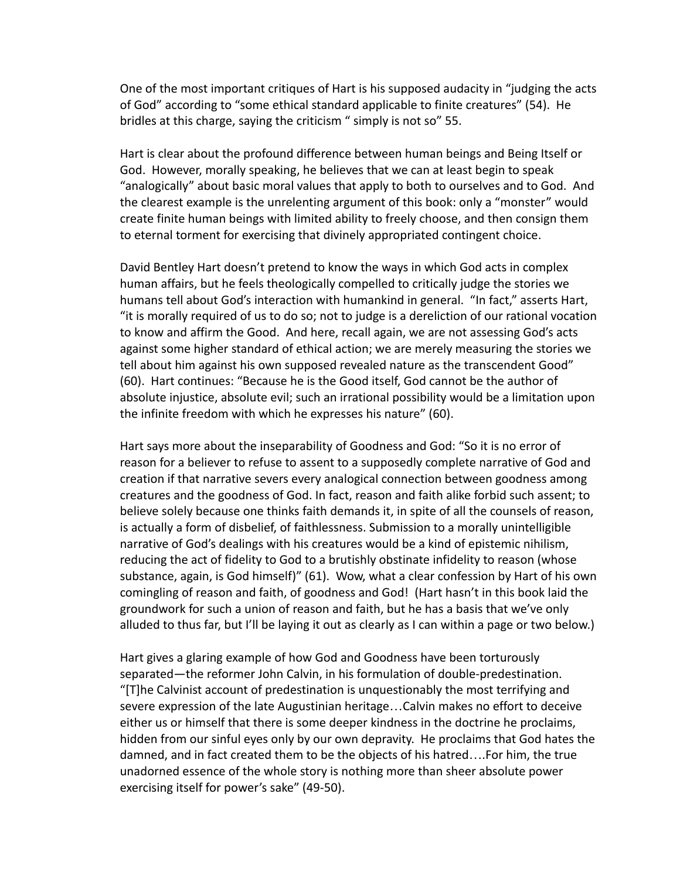One of the most important critiques of Hart is his supposed audacity in "judging the acts of God" according to "some ethical standard applicable to finite creatures" (54). He bridles at this charge, saying the criticism " simply is not so" 55.

Hart is clear about the profound difference between human beings and Being Itself or God. However, morally speaking, he believes that we can at least begin to speak "analogically" about basic moral values that apply to both to ourselves and to God. And the clearest example is the unrelenting argument of this book: only a "monster" would create finite human beings with limited ability to freely choose, and then consign them to eternal torment for exercising that divinely appropriated contingent choice.

David Bentley Hart doesn't pretend to know the ways in which God acts in complex human affairs, but he feels theologically compelled to critically judge the stories we humans tell about God's interaction with humankind in general. "In fact," asserts Hart, "it is morally required of us to do so; not to judge is a dereliction of our rational vocation to know and affirm the Good. And here, recall again, we are not assessing God's acts against some higher standard of ethical action; we are merely measuring the stories we tell about him against his own supposed revealed nature as the transcendent Good" (60). Hart continues: "Because he is the Good itself, God cannot be the author of absolute injustice, absolute evil; such an irrational possibility would be a limitation upon the infinite freedom with which he expresses his nature" (60).

Hart says more about the inseparability of Goodness and God: "So it is no error of reason for a believer to refuse to assent to a supposedly complete narrative of God and creation if that narrative severs every analogical connection between goodness among creatures and the goodness of God. In fact, reason and faith alike forbid such assent; to believe solely because one thinks faith demands it, in spite of all the counsels of reason, is actually a form of disbelief, of faithlessness. Submission to a morally unintelligible narrative of God's dealings with his creatures would be a kind of epistemic nihilism, reducing the act of fidelity to God to a brutishly obstinate infidelity to reason (whose substance, again, is God himself)" (61). Wow, what a clear confession by Hart of his own comingling of reason and faith, of goodness and God! (Hart hasn't in this book laid the groundwork for such a union of reason and faith, but he has a basis that we've only alluded to thus far, but I'll be laying it out as clearly as I can within a page or two below.)

Hart gives a glaring example of how God and Goodness have been torturously separated—the reformer John Calvin, in his formulation of double-predestination. "[T]he Calvinist account of predestination is unquestionably the most terrifying and severe expression of the late Augustinian heritage…Calvin makes no effort to deceive either us or himself that there is some deeper kindness in the doctrine he proclaims, hidden from our sinful eyes only by our own depravity. He proclaims that God hates the damned, and in fact created them to be the objects of his hatred….For him, the true unadorned essence of the whole story is nothing more than sheer absolute power exercising itself for power's sake" (49-50).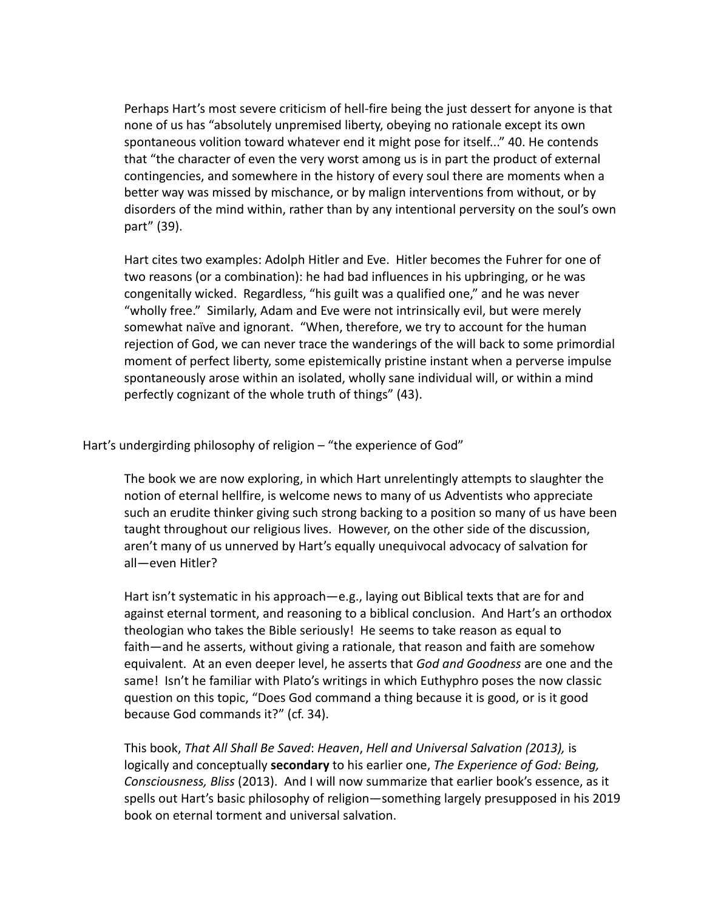Perhaps Hart's most severe criticism of hell-fire being the just dessert for anyone is that none of us has "absolutely unpremised liberty, obeying no rationale except its own spontaneous volition toward whatever end it might pose for itself..." 40. He contends that "the character of even the very worst among us is in part the product of external contingencies, and somewhere in the history of every soul there are moments when a better way was missed by mischance, or by malign interventions from without, or by disorders of the mind within, rather than by any intentional perversity on the soul's own part" (39).

Hart cites two examples: Adolph Hitler and Eve. Hitler becomes the Fuhrer for one of two reasons (or a combination): he had bad influences in his upbringing, or he was congenitally wicked. Regardless, "his guilt was a qualified one," and he was never "wholly free." Similarly, Adam and Eve were not intrinsically evil, but were merely somewhat naïve and ignorant. "When, therefore, we try to account for the human rejection of God, we can never trace the wanderings of the will back to some primordial moment of perfect liberty, some epistemically pristine instant when a perverse impulse spontaneously arose within an isolated, wholly sane individual will, or within a mind perfectly cognizant of the whole truth of things" (43).

## Hart's undergirding philosophy of religion – "the experience of God"

The book we are now exploring, in which Hart unrelentingly attempts to slaughter the notion of eternal hellfire, is welcome news to many of us Adventists who appreciate such an erudite thinker giving such strong backing to a position so many of us have been taught throughout our religious lives. However, on the other side of the discussion, aren't many of us unnerved by Hart's equally unequivocal advocacy of salvation for all—even Hitler?

Hart isn't systematic in his approach—e.g., laying out Biblical texts that are for and against eternal torment, and reasoning to a biblical conclusion. And Hart's an orthodox theologian who takes the Bible seriously! He seems to take reason as equal to faith—and he asserts, without giving a rationale, that reason and faith are somehow equivalent. At an even deeper level, he asserts that *God and Goodness* are one and the same! Isn't he familiar with Plato's writings in which Euthyphro poses the now classic question on this topic, "Does God command a thing because it is good, or is it good because God commands it?" (cf. 34).

This book, *That All Shall Be Saved*: *Heaven*, *Hell and Universal Salvation (2013),* is logically and conceptually **secondary** to his earlier one, *The Experience of God: Being, Consciousness, Bliss* (2013). And I will now summarize that earlier book's essence, as it spells out Hart's basic philosophy of religion—something largely presupposed in his 2019 book on eternal torment and universal salvation.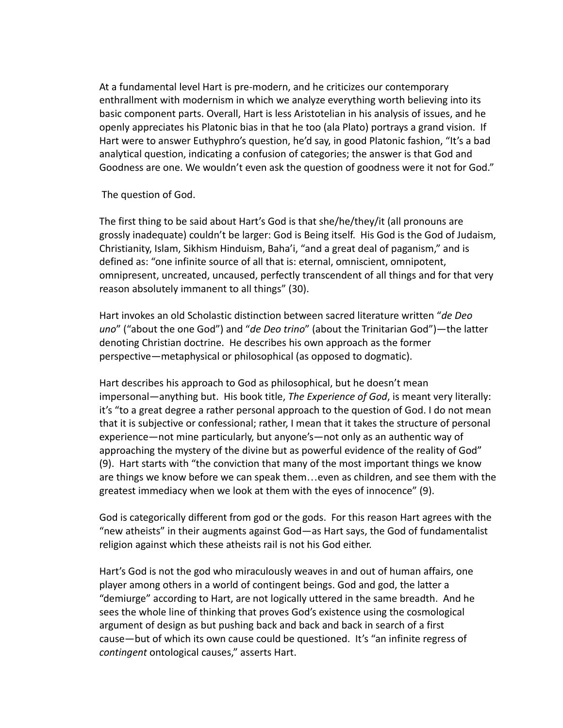At a fundamental level Hart is pre-modern, and he criticizes our contemporary enthrallment with modernism in which we analyze everything worth believing into its basic component parts. Overall, Hart is less Aristotelian in his analysis of issues, and he openly appreciates his Platonic bias in that he too (ala Plato) portrays a grand vision. If Hart were to answer Euthyphro's question, he'd say, in good Platonic fashion, "It's a bad analytical question, indicating a confusion of categories; the answer is that God and Goodness are one. We wouldn't even ask the question of goodness were it not for God."

The question of God.

The first thing to be said about Hart's God is that she/he/they/it (all pronouns are grossly inadequate) couldn't be larger: God is Being itself. His God is the God of Judaism, Christianity, Islam, Sikhism Hinduism, Baha'i, "and a great deal of paganism," and is defined as: "one infinite source of all that is: eternal, omniscient, omnipotent, omnipresent, uncreated, uncaused, perfectly transcendent of all things and for that very reason absolutely immanent to all things" (30).

Hart invokes an old Scholastic distinction between sacred literature written "*de Deo uno*" ("about the one God") and "*de Deo trino*" (about the Trinitarian God")—the latter denoting Christian doctrine. He describes his own approach as the former perspective—metaphysical or philosophical (as opposed to dogmatic).

Hart describes his approach to God as philosophical, but he doesn't mean impersonal—anything but. His book title, *The Experience of God*, is meant very literally: it's "to a great degree a rather personal approach to the question of God. I do not mean that it is subjective or confessional; rather, I mean that it takes the structure of personal experience—not mine particularly, but anyone's—not only as an authentic way of approaching the mystery of the divine but as powerful evidence of the reality of God" (9). Hart starts with "the conviction that many of the most important things we know are things we know before we can speak them…even as children, and see them with the greatest immediacy when we look at them with the eyes of innocence" (9).

God is categorically different from god or the gods. For this reason Hart agrees with the "new atheists" in their augments against God—as Hart says, the God of fundamentalist religion against which these atheists rail is not his God either.

Hart's God is not the god who miraculously weaves in and out of human affairs, one player among others in a world of contingent beings. God and god, the latter a "demiurge" according to Hart, are not logically uttered in the same breadth. And he sees the whole line of thinking that proves God's existence using the cosmological argument of design as but pushing back and back and back in search of a first cause—but of which its own cause could be questioned. It's "an infinite regress of *contingent* ontological causes," asserts Hart.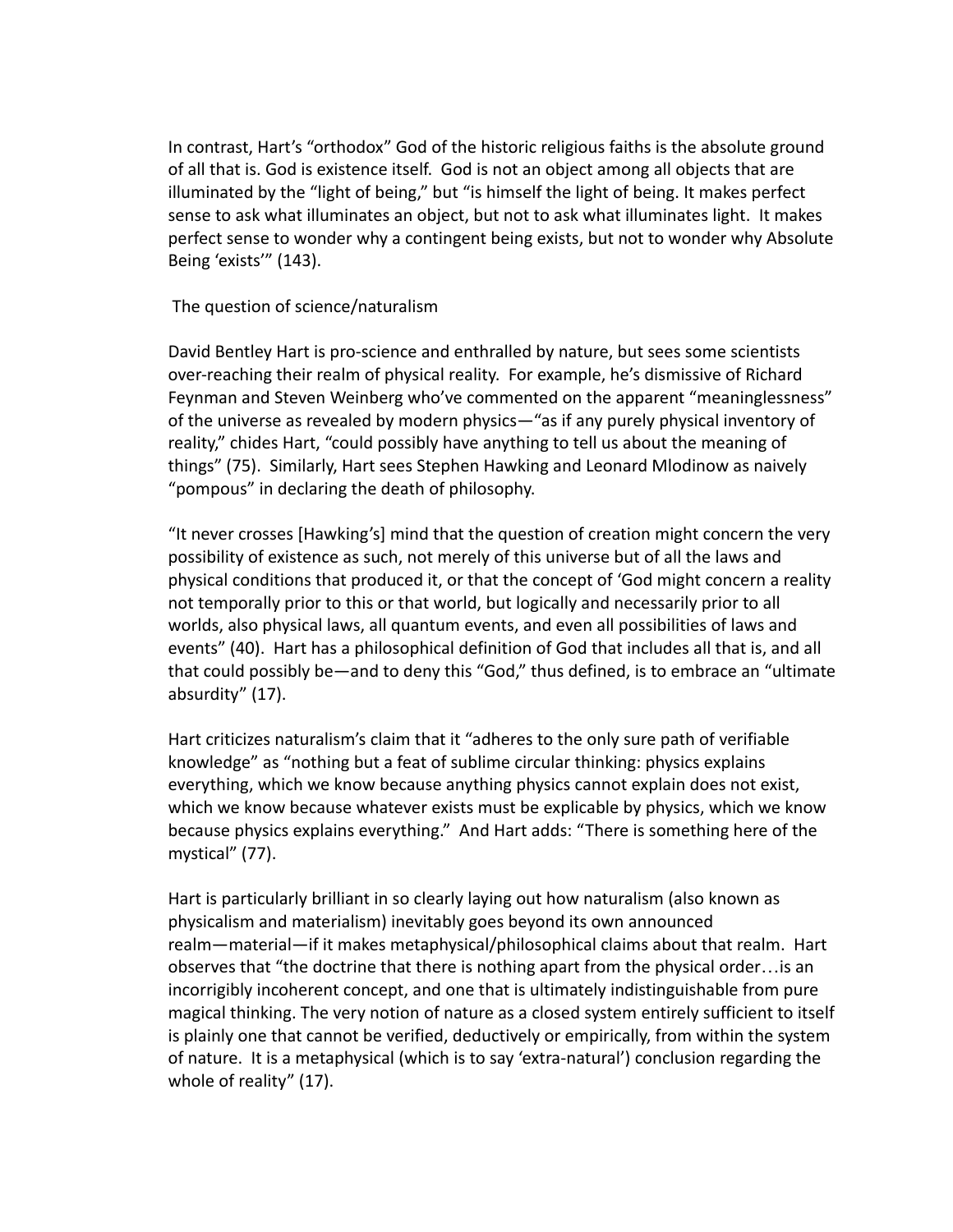In contrast, Hart's "orthodox" God of the historic religious faiths is the absolute ground of all that is. God is existence itself. God is not an object among all objects that are illuminated by the "light of being," but "is himself the light of being. It makes perfect sense to ask what illuminates an object, but not to ask what illuminates light. It makes perfect sense to wonder why a contingent being exists, but not to wonder why Absolute Being 'exists'" (143).

## The question of science/naturalism

David Bentley Hart is pro-science and enthralled by nature, but sees some scientists over-reaching their realm of physical reality. For example, he's dismissive of Richard Feynman and Steven Weinberg who've commented on the apparent "meaninglessness" of the universe as revealed by modern physics—"as if any purely physical inventory of reality," chides Hart, "could possibly have anything to tell us about the meaning of things" (75). Similarly, Hart sees Stephen Hawking and Leonard Mlodinow as naively "pompous" in declaring the death of philosophy.

"It never crosses [Hawking's] mind that the question of creation might concern the very possibility of existence as such, not merely of this universe but of all the laws and physical conditions that produced it, or that the concept of 'God might concern a reality not temporally prior to this or that world, but logically and necessarily prior to all worlds, also physical laws, all quantum events, and even all possibilities of laws and events" (40). Hart has a philosophical definition of God that includes all that is, and all that could possibly be—and to deny this "God," thus defined, is to embrace an "ultimate absurdity" (17).

Hart criticizes naturalism's claim that it "adheres to the only sure path of verifiable knowledge" as "nothing but a feat of sublime circular thinking: physics explains everything, which we know because anything physics cannot explain does not exist, which we know because whatever exists must be explicable by physics, which we know because physics explains everything." And Hart adds: "There is something here of the mystical" (77).

Hart is particularly brilliant in so clearly laying out how naturalism (also known as physicalism and materialism) inevitably goes beyond its own announced realm—material—if it makes metaphysical/philosophical claims about that realm. Hart observes that "the doctrine that there is nothing apart from the physical order…is an incorrigibly incoherent concept, and one that is ultimately indistinguishable from pure magical thinking. The very notion of nature as a closed system entirely sufficient to itself is plainly one that cannot be verified, deductively or empirically, from within the system of nature. It is a metaphysical (which is to say 'extra-natural') conclusion regarding the whole of reality" (17).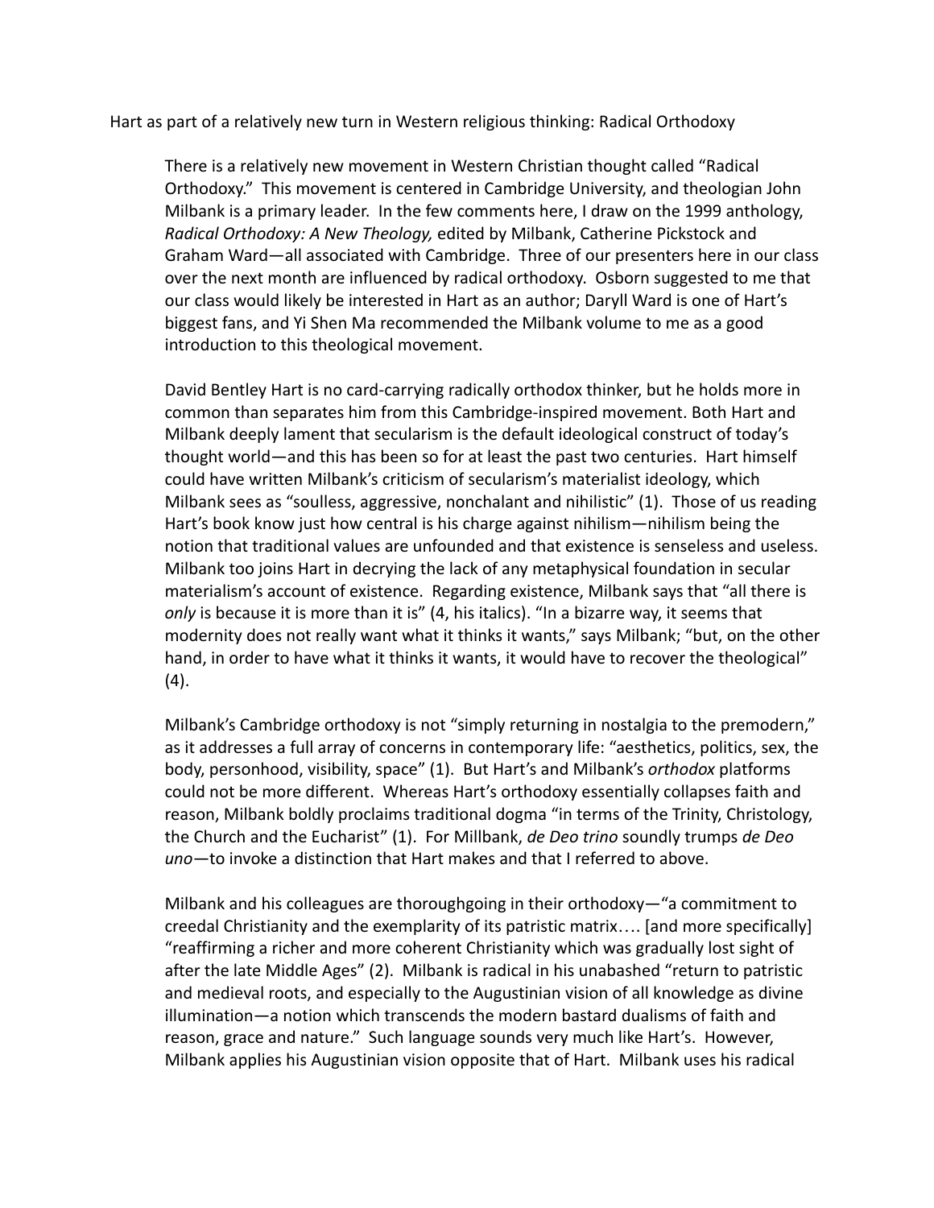Hart as part of a relatively new turn in Western religious thinking: Radical Orthodoxy

There is a relatively new movement in Western Christian thought called "Radical Orthodoxy." This movement is centered in Cambridge University, and theologian John Milbank is a primary leader. In the few comments here, I draw on the 1999 anthology, *Radical Orthodoxy: A New Theology,* edited by Milbank, Catherine Pickstock and Graham Ward—all associated with Cambridge. Three of our presenters here in our class over the next month are influenced by radical orthodoxy. Osborn suggested to me that our class would likely be interested in Hart as an author; Daryll Ward is one of Hart's biggest fans, and Yi Shen Ma recommended the Milbank volume to me as a good introduction to this theological movement.

David Bentley Hart is no card-carrying radically orthodox thinker, but he holds more in common than separates him from this Cambridge-inspired movement. Both Hart and Milbank deeply lament that secularism is the default ideological construct of today's thought world—and this has been so for at least the past two centuries. Hart himself could have written Milbank's criticism of secularism's materialist ideology, which Milbank sees as "soulless, aggressive, nonchalant and nihilistic" (1). Those of us reading Hart's book know just how central is his charge against nihilism—nihilism being the notion that traditional values are unfounded and that existence is senseless and useless. Milbank too joins Hart in decrying the lack of any metaphysical foundation in secular materialism's account of existence. Regarding existence, Milbank says that "all there is *only* is because it is more than it is" (4, his italics). "In a bizarre way, it seems that modernity does not really want what it thinks it wants," says Milbank; "but, on the other hand, in order to have what it thinks it wants, it would have to recover the theological" (4).

Milbank's Cambridge orthodoxy is not "simply returning in nostalgia to the premodern," as it addresses a full array of concerns in contemporary life: "aesthetics, politics, sex, the body, personhood, visibility, space" (1). But Hart's and Milbank's *orthodox* platforms could not be more different. Whereas Hart's orthodoxy essentially collapses faith and reason, Milbank boldly proclaims traditional dogma "in terms of the Trinity, Christology, the Church and the Eucharist" (1). For Millbank, *de Deo trino* soundly trumps *de Deo uno*—to invoke a distinction that Hart makes and that I referred to above.

Milbank and his colleagues are thoroughgoing in their orthodoxy—"a commitment to creedal Christianity and the exemplarity of its patristic matrix…. [and more specifically] "reaffirming a richer and more coherent Christianity which was gradually lost sight of after the late Middle Ages" (2). Milbank is radical in his unabashed "return to patristic and medieval roots, and especially to the Augustinian vision of all knowledge as divine illumination—a notion which transcends the modern bastard dualisms of faith and reason, grace and nature." Such language sounds very much like Hart's. However, Milbank applies his Augustinian vision opposite that of Hart. Milbank uses his radical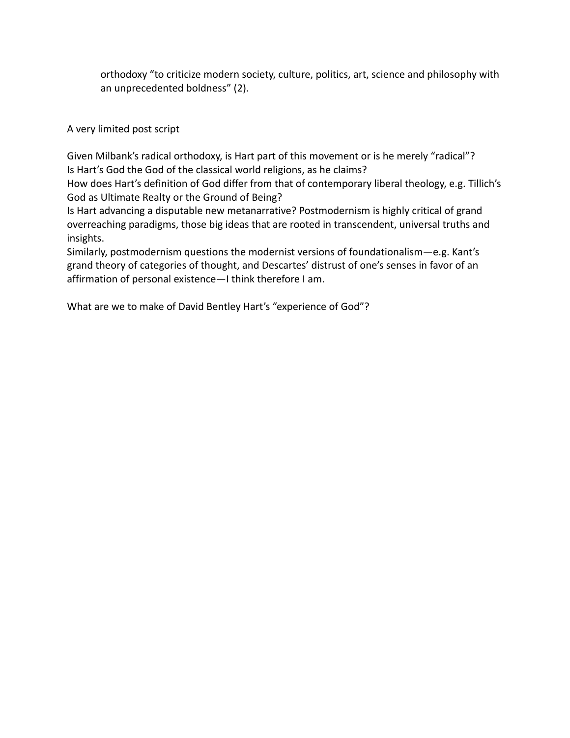> orthodoxy "to criticize modern society, culture, politics, art, science and philosophy with an unprecedented boldness" (2).

A very limited post script

Given Milbank's radical orthodoxy, is Hart part of this movement or is he merely "radical"?
Is Hart's God the God of the classical world religions, as he claims?
How does Hart's definition of God differ from that of contemporary liberal theology, e.g. Tillich's God as Ultimate Realty or the Ground of Being?
Is Hart advancing a disputable new metanarrative? Postmodernism is highly critical of grand overreaching paradigms, those big ideas that are rooted in transcendent, universal truths and insights.
Similarly, postmodernism questions the modernist versions of foundationalism—e.g. Kant's grand theory of categories of thought, and Descartes' distrust of one's senses in favor of an affirmation of personal existence—I think therefore I am.

What are we to make of David Bentley Hart's "experience of God"?